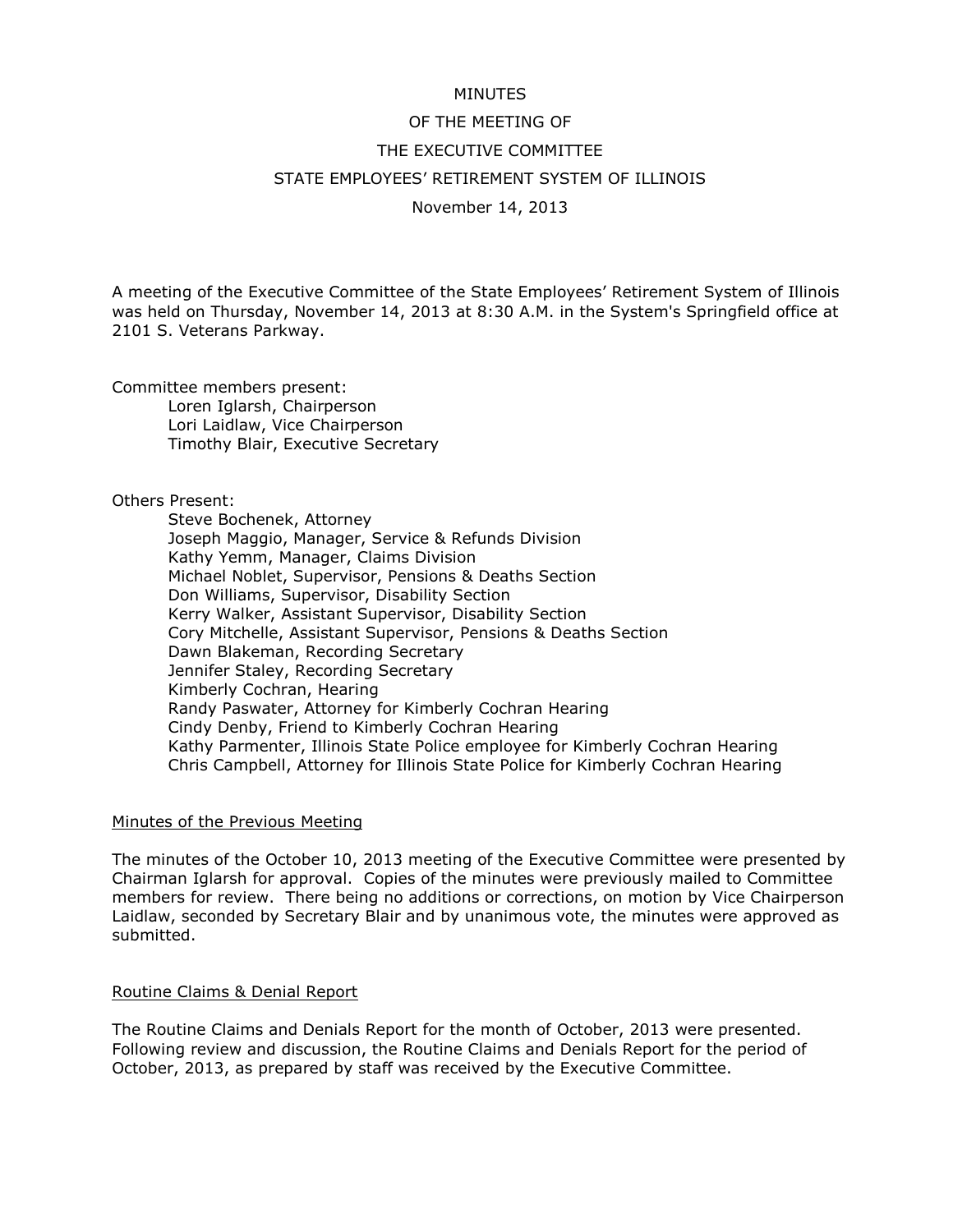# MINUTES

# OF THE MEETING OF

# THE EXECUTIVE COMMITTEE

# STATE EMPLOYEES' RETIREMENT SYSTEM OF ILLINOIS

November 14, 2013

A meeting of the Executive Committee of the State Employees' Retirement System of Illinois was held on Thursday, November 14, 2013 at 8:30 A.M. in the System's Springfield office at 2101 S. Veterans Parkway.

Committee members present:

- Loren Iglarsh, Chairperson
- Lori Laidlaw, Vice Chairperson
- Timothy Blair, Executive Secretary

Others Present:

- Steve Bochenek, Attorney
- Joseph Maggio, Manager, Service & Refunds Division
- Kathy Yemm, Manager, Claims Division
- Michael Noblet, Supervisor, Pensions & Deaths Section
- Don Williams, Supervisor, Disability Section
- Kerry Walker, Assistant Supervisor, Disability Section
- Cory Mitchelle, Assistant Supervisor, Pensions & Deaths Section
- Dawn Blakeman, Recording Secretary
- Jennifer Staley, Recording Secretary
- Kimberly Cochran, Hearing
- Randy Paswater, Attorney for Kimberly Cochran Hearing
- Cindy Denby, Friend to Kimberly Cochran Hearing
- Kathy Parmenter, Illinois State Police employee for Kimberly Cochran Hearing
- Chris Campbell, Attorney for Illinois State Police for Kimberly Cochran Hearing

## Minutes of the Previous Meeting

The minutes of the October 10, 2013 meeting of the Executive Committee were presented by Chairman Iglarsh for approval. Copies of the minutes were previously mailed to Committee members for review. There being no additions or corrections, on motion by Vice Chairperson Laidlaw, seconded by Secretary Blair and by unanimous vote, the minutes were approved as submitted.

## Routine Claims & Denial Report

The Routine Claims and Denials Report for the month of October, 2013 were presented. Following review and discussion, the Routine Claims and Denials Report for the period of October, 2013, as prepared by staff was received by the Executive Committee.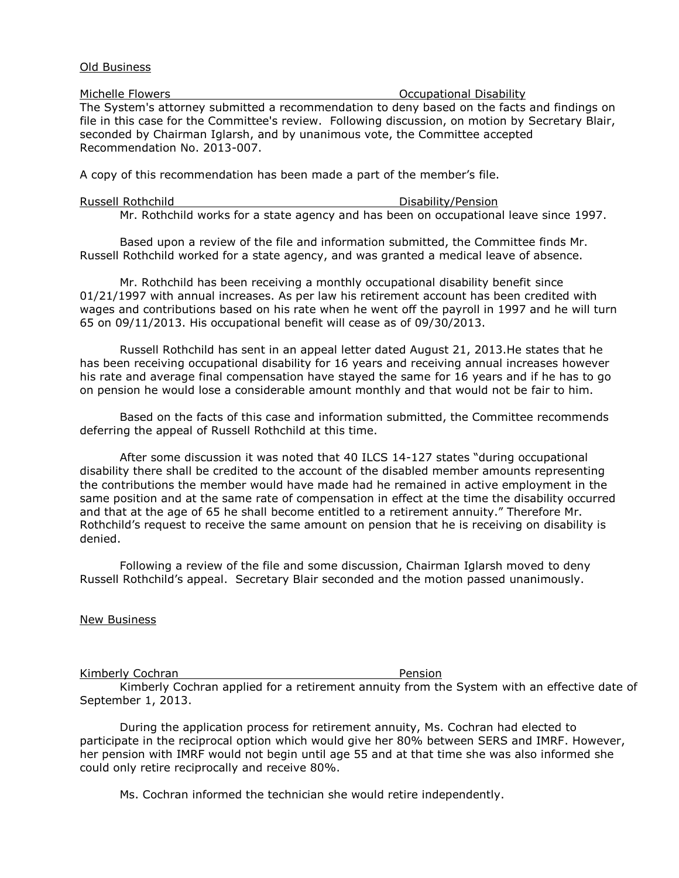Old Business

Michelle Flowers — Occupational Disability

The System's attorney submitted a recommendation to deny based on the facts and findings on file in this case for the Committee's review. Following discussion, on motion by Secretary Blair, seconded by Chairman Iglarsh, and by unanimous vote, the Committee accepted Recommendation No. 2013-007.

A copy of this recommendation has been made a part of the member's file.

Russell Rothchild — Disability/Pension

Mr. Rothchild works for a state agency and has been on occupational leave since 1997.

Based upon a review of the file and information submitted, the Committee finds Mr. Russell Rothchild worked for a state agency, and was granted a medical leave of absence.

Mr. Rothchild has been receiving a monthly occupational disability benefit since 01/21/1997 with annual increases. As per law his retirement account has been credited with wages and contributions based on his rate when he went off the payroll in 1997 and he will turn 65 on 09/11/2013. His occupational benefit will cease as of 09/30/2013.

Russell Rothchild has sent in an appeal letter dated August 21, 2013.He states that he has been receiving occupational disability for 16 years and receiving annual increases however his rate and average final compensation have stayed the same for 16 years and if he has to go on pension he would lose a considerable amount monthly and that would not be fair to him.

Based on the facts of this case and information submitted, the Committee recommends deferring the appeal of Russell Rothchild at this time.

After some discussion it was noted that 40 ILCS 14-127 states "during occupational disability there shall be credited to the account of the disabled member amounts representing the contributions the member would have made had he remained in active employment in the same position and at the same rate of compensation in effect at the time the disability occurred and that at the age of 65 he shall become entitled to a retirement annuity." Therefore Mr. Rothchild's request to receive the same amount on pension that he is receiving on disability is denied.

Following a review of the file and some discussion, Chairman Iglarsh moved to deny Russell Rothchild's appeal. Secretary Blair seconded and the motion passed unanimously.

New Business

Kimberly Cochran — Pension

Kimberly Cochran applied for a retirement annuity from the System with an effective date of September 1, 2013.

During the application process for retirement annuity, Ms. Cochran had elected to participate in the reciprocal option which would give her 80% between SERS and IMRF. However, her pension with IMRF would not begin until age 55 and at that time she was also informed she could only retire reciprocally and receive 80%.

Ms. Cochran informed the technician she would retire independently.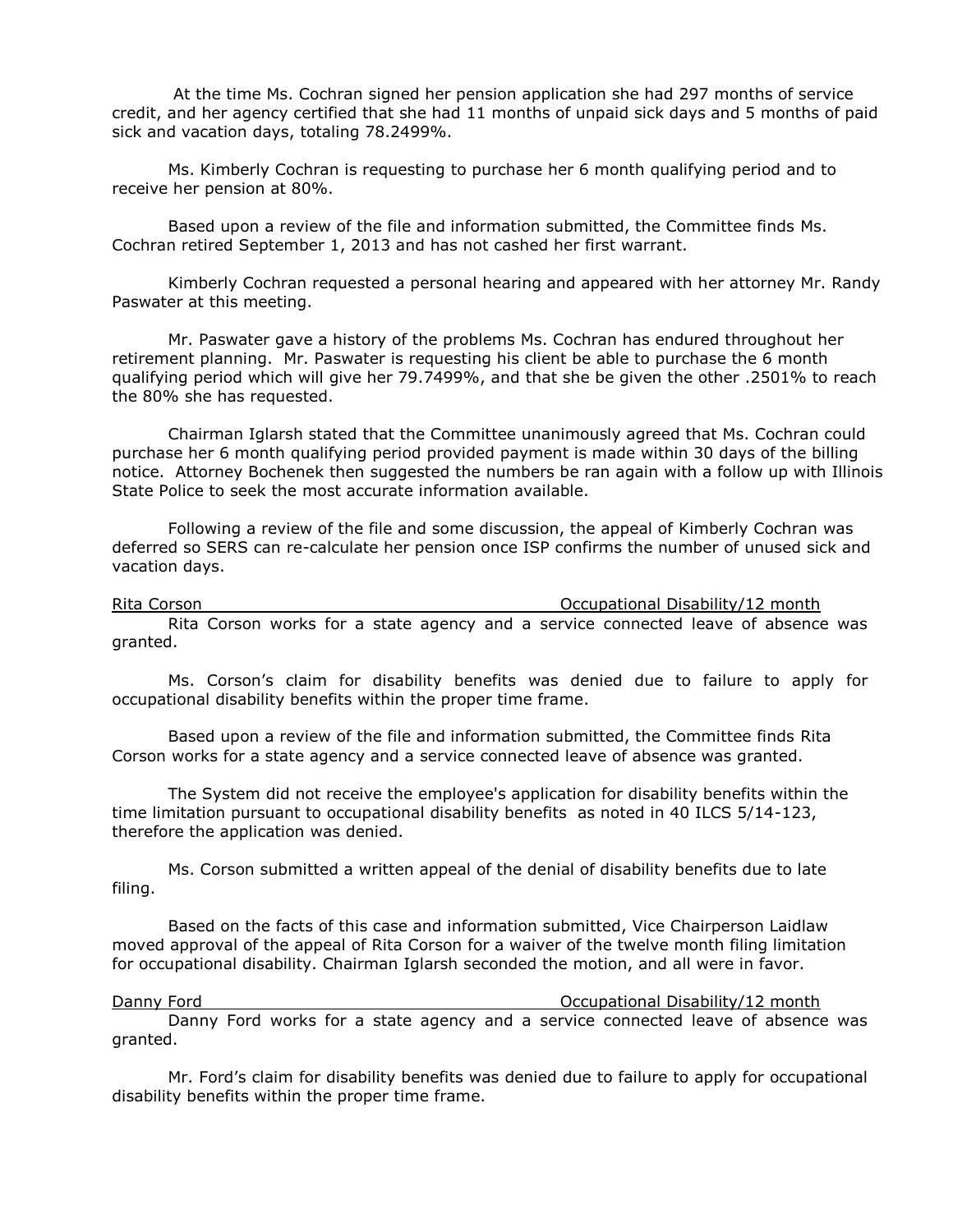At the time Ms. Cochran signed her pension application she had 297 months of service credit, and her agency certified that she had 11 months of unpaid sick days and 5 months of paid sick and vacation days, totaling 78.2499%.

Ms. Kimberly Cochran is requesting to purchase her 6 month qualifying period and to receive her pension at 80%.

Based upon a review of the file and information submitted, the Committee finds Ms. Cochran retired September 1, 2013 and has not cashed her first warrant.

Kimberly Cochran requested a personal hearing and appeared with her attorney Mr. Randy Paswater at this meeting.

Mr. Paswater gave a history of the problems Ms. Cochran has endured throughout her retirement planning. Mr. Paswater is requesting his client be able to purchase the 6 month qualifying period which will give her 79.7499%, and that she be given the other .2501% to reach the 80% she has requested.

Chairman Iglarsh stated that the Committee unanimously agreed that Ms. Cochran could purchase her 6 month qualifying period provided payment is made within 30 days of the billing notice. Attorney Bochenek then suggested the numbers be ran again with a follow up with Illinois State Police to seek the most accurate information available.

Following a review of the file and some discussion, the appeal of Kimberly Cochran was deferred so SERS can re-calculate her pension once ISP confirms the number of unused sick and vacation days.

<u>Rita Corson                                                   Occupational Disability/12 month</u>

Rita Corson works for a state agency and a service connected leave of absence was granted.

Ms. Corson's claim for disability benefits was denied due to failure to apply for occupational disability benefits within the proper time frame.

Based upon a review of the file and information submitted, the Committee finds Rita Corson works for a state agency and a service connected leave of absence was granted.

The System did not receive the employee's application for disability benefits within the time limitation pursuant to occupational disability benefits as noted in 40 ILCS 5/14-123, therefore the application was denied.

Ms. Corson submitted a written appeal of the denial of disability benefits due to late filing.

Based on the facts of this case and information submitted, Vice Chairperson Laidlaw moved approval of the appeal of Rita Corson for a waiver of the twelve month filing limitation for occupational disability. Chairman Iglarsh seconded the motion, and all were in favor.

<u>Danny Ford                                                   Occupational Disability/12 month</u>

Danny Ford works for a state agency and a service connected leave of absence was granted.

Mr. Ford's claim for disability benefits was denied due to failure to apply for occupational disability benefits within the proper time frame.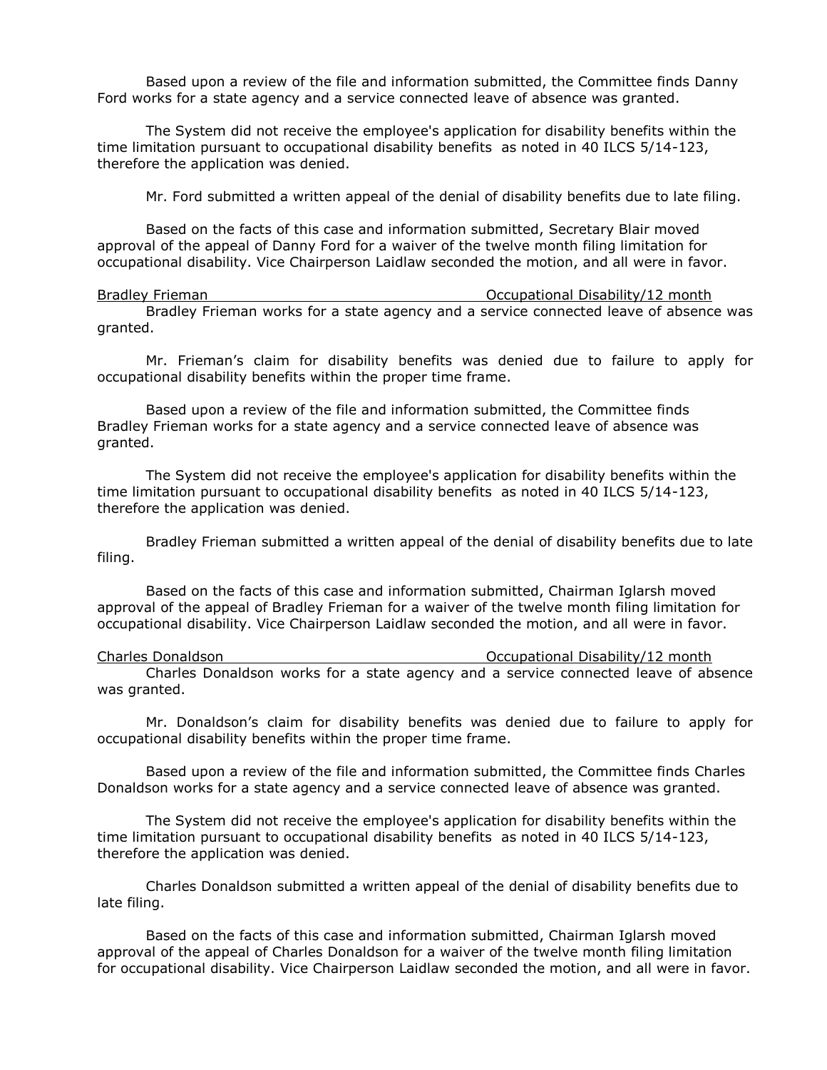Based upon a review of the file and information submitted, the Committee finds Danny Ford works for a state agency and a service connected leave of absence was granted.

The System did not receive the employee's application for disability benefits within the time limitation pursuant to occupational disability benefits as noted in 40 ILCS 5/14-123, therefore the application was denied.

Mr. Ford submitted a written appeal of the denial of disability benefits due to late filing.

Based on the facts of this case and information submitted, Secretary Blair moved approval of the appeal of Danny Ford for a waiver of the twelve month filing limitation for occupational disability. Vice Chairperson Laidlaw seconded the motion, and all were in favor.

<u>Bradley Frieman                                        Occupational Disability/12 month</u>

Bradley Frieman works for a state agency and a service connected leave of absence was granted.

Mr. Frieman's claim for disability benefits was denied due to failure to apply for occupational disability benefits within the proper time frame.

Based upon a review of the file and information submitted, the Committee finds Bradley Frieman works for a state agency and a service connected leave of absence was granted.

The System did not receive the employee's application for disability benefits within the time limitation pursuant to occupational disability benefits as noted in 40 ILCS 5/14-123, therefore the application was denied.

Bradley Frieman submitted a written appeal of the denial of disability benefits due to late filing.

Based on the facts of this case and information submitted, Chairman Iglarsh moved approval of the appeal of Bradley Frieman for a waiver of the twelve month filing limitation for occupational disability. Vice Chairperson Laidlaw seconded the motion, and all were in favor.

<u>Charles Donaldson                                        Occupational Disability/12 month</u>

Charles Donaldson works for a state agency and a service connected leave of absence was granted.

Mr. Donaldson's claim for disability benefits was denied due to failure to apply for occupational disability benefits within the proper time frame.

Based upon a review of the file and information submitted, the Committee finds Charles Donaldson works for a state agency and a service connected leave of absence was granted.

The System did not receive the employee's application for disability benefits within the time limitation pursuant to occupational disability benefits as noted in 40 ILCS 5/14-123, therefore the application was denied.

Charles Donaldson submitted a written appeal of the denial of disability benefits due to late filing.

Based on the facts of this case and information submitted, Chairman Iglarsh moved approval of the appeal of Charles Donaldson for a waiver of the twelve month filing limitation for occupational disability. Vice Chairperson Laidlaw seconded the motion, and all were in favor.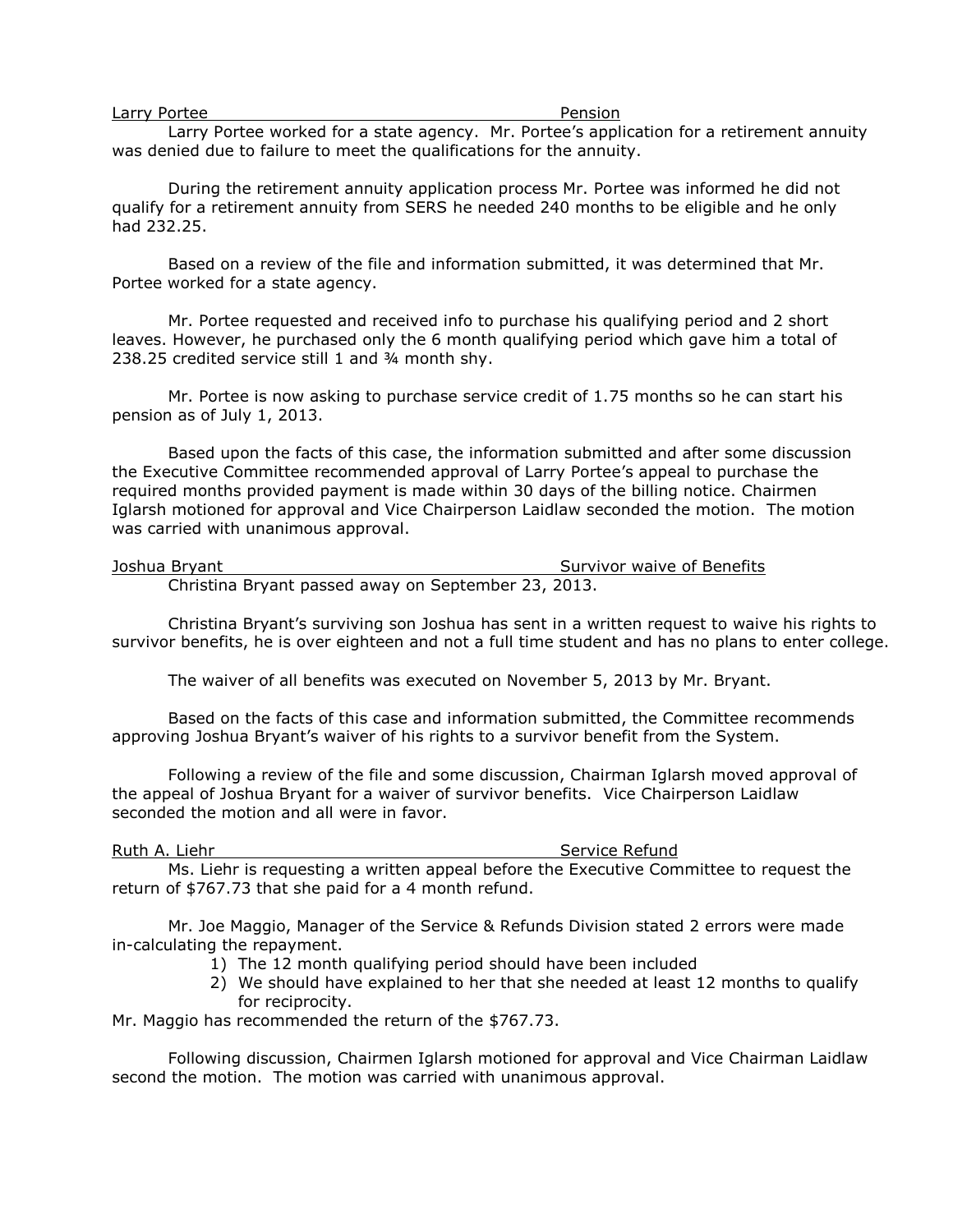Larry Portee Pension

Larry Portee worked for a state agency. Mr. Portee's application for a retirement annuity was denied due to failure to meet the qualifications for the annuity.

During the retirement annuity application process Mr. Portee was informed he did not qualify for a retirement annuity from SERS he needed 240 months to be eligible and he only had 232.25.

Based on a review of the file and information submitted, it was determined that Mr. Portee worked for a state agency.

Mr. Portee requested and received info to purchase his qualifying period and 2 short leaves. However, he purchased only the 6 month qualifying period which gave him a total of 238.25 credited service still 1 and ¾ month shy.

Mr. Portee is now asking to purchase service credit of 1.75 months so he can start his pension as of July 1, 2013.

Based upon the facts of this case, the information submitted and after some discussion the Executive Committee recommended approval of Larry Portee's appeal to purchase the required months provided payment is made within 30 days of the billing notice. Chairmen Iglarsh motioned for approval and Vice Chairperson Laidlaw seconded the motion. The motion was carried with unanimous approval.

Joshua Bryant Survivor waive of Benefits

Christina Bryant passed away on September 23, 2013.

Christina Bryant's surviving son Joshua has sent in a written request to waive his rights to survivor benefits, he is over eighteen and not a full time student and has no plans to enter college.

The waiver of all benefits was executed on November 5, 2013 by Mr. Bryant.

Based on the facts of this case and information submitted, the Committee recommends approving Joshua Bryant's waiver of his rights to a survivor benefit from the System.

Following a review of the file and some discussion, Chairman Iglarsh moved approval of the appeal of Joshua Bryant for a waiver of survivor benefits. Vice Chairperson Laidlaw seconded the motion and all were in favor.

Ruth A. Liehr Service Refund

Ms. Liehr is requesting a written appeal before the Executive Committee to request the return of $767.73 that she paid for a 4 month refund.

Mr. Joe Maggio, Manager of the Service & Refunds Division stated 2 errors were made in-calculating the repayment.

1) The 12 month qualifying period should have been included
2) We should have explained to her that she needed at least 12 months to qualify for reciprocity.

Mr. Maggio has recommended the return of the $767.73.

Following discussion, Chairmen Iglarsh motioned for approval and Vice Chairman Laidlaw second the motion. The motion was carried with unanimous approval.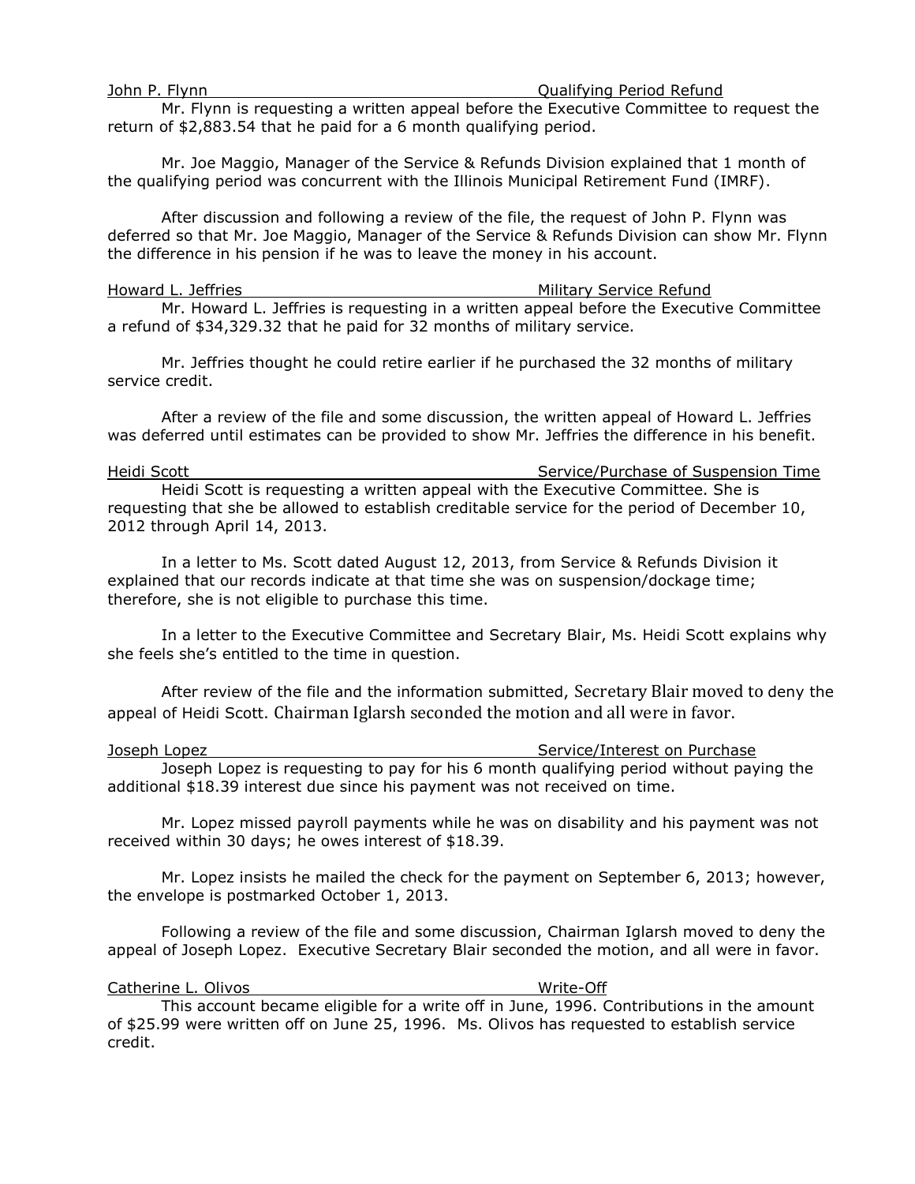John P. Flynn — Qualifying Period Refund

Mr. Flynn is requesting a written appeal before the Executive Committee to request the return of $2,883.54 that he paid for a 6 month qualifying period.

Mr. Joe Maggio, Manager of the Service & Refunds Division explained that 1 month of the qualifying period was concurrent with the Illinois Municipal Retirement Fund (IMRF).

After discussion and following a review of the file, the request of John P. Flynn was deferred so that Mr. Joe Maggio, Manager of the Service & Refunds Division can show Mr. Flynn the difference in his pension if he was to leave the money in his account.

Howard L. Jeffries — Military Service Refund

Mr. Howard L. Jeffries is requesting in a written appeal before the Executive Committee a refund of $34,329.32 that he paid for 32 months of military service.

Mr. Jeffries thought he could retire earlier if he purchased the 32 months of military service credit.

After a review of the file and some discussion, the written appeal of Howard L. Jeffries was deferred until estimates can be provided to show Mr. Jeffries the difference in his benefit.

Heidi Scott — Service/Purchase of Suspension Time

Heidi Scott is requesting a written appeal with the Executive Committee. She is requesting that she be allowed to establish creditable service for the period of December 10, 2012 through April 14, 2013.

In a letter to Ms. Scott dated August 12, 2013, from Service & Refunds Division it explained that our records indicate at that time she was on suspension/dockage time; therefore, she is not eligible to purchase this time.

In a letter to the Executive Committee and Secretary Blair, Ms. Heidi Scott explains why she feels she's entitled to the time in question.

After review of the file and the information submitted, Secretary Blair moved to deny the appeal of Heidi Scott. Chairman Iglarsh seconded the motion and all were in favor.

Joseph Lopez — Service/Interest on Purchase

Joseph Lopez is requesting to pay for his 6 month qualifying period without paying the additional $18.39 interest due since his payment was not received on time.

Mr. Lopez missed payroll payments while he was on disability and his payment was not received within 30 days; he owes interest of $18.39.

Mr. Lopez insists he mailed the check for the payment on September 6, 2013; however, the envelope is postmarked October 1, 2013.

Following a review of the file and some discussion, Chairman Iglarsh moved to deny the appeal of Joseph Lopez. Executive Secretary Blair seconded the motion, and all were in favor.

Catherine L. Olivos — Write-Off

This account became eligible for a write off in June, 1996. Contributions in the amount of $25.99 were written off on June 25, 1996. Ms. Olivos has requested to establish service credit.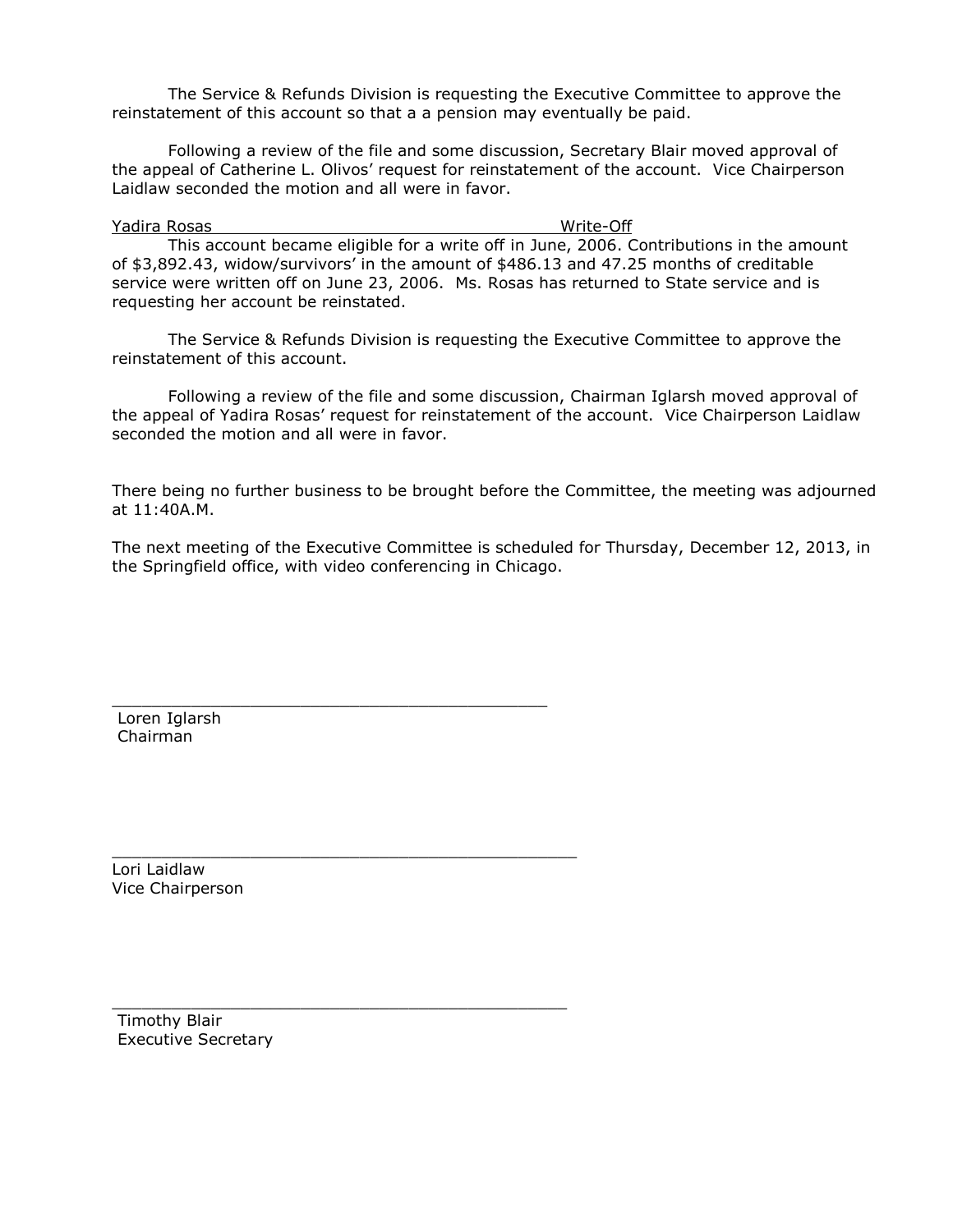The Service & Refunds Division is requesting the Executive Committee to approve the reinstatement of this account so that a a pension may eventually be paid.

Following a review of the file and some discussion, Secretary Blair moved approval of the appeal of Catherine L. Olivos' request for reinstatement of the account. Vice Chairperson Laidlaw seconded the motion and all were in favor.

<u>Yadira Rosas                                                            Write-Off</u>

This account became eligible for a write off in June, 2006. Contributions in the amount of $3,892.43, widow/survivors' in the amount of $486.13 and 47.25 months of creditable service were written off on June 23, 2006. Ms. Rosas has returned to State service and is requesting her account be reinstated.

The Service & Refunds Division is requesting the Executive Committee to approve the reinstatement of this account.

Following a review of the file and some discussion, Chairman Iglarsh moved approval of the appeal of Yadira Rosas' request for reinstatement of the account. Vice Chairperson Laidlaw seconded the motion and all were in favor.

There being no further business to be brought before the Committee, the meeting was adjourned at 11:40A.M.

The next meeting of the Executive Committee is scheduled for Thursday, December 12, 2013, in the Springfield office, with video conferencing in Chicago.

\_\_\_\_\_\_\_\_\_\_\_\_\_\_\_\_\_\_\_\_\_\_\_\_\_\_\_\_\_\_\_\_\_\_\_\_\_\_\_\_\_\_\_\_

Loren Iglarsh
Chairman

\_\_\_\_\_\_\_\_\_\_\_\_\_\_\_\_\_\_\_\_\_\_\_\_\_\_\_\_\_\_\_\_\_\_\_\_\_\_\_\_\_\_\_\_

Lori Laidlaw
Vice Chairperson

\_\_\_\_\_\_\_\_\_\_\_\_\_\_\_\_\_\_\_\_\_\_\_\_\_\_\_\_\_\_\_\_\_\_\_\_\_\_\_\_\_\_\_\_

Timothy Blair
Executive Secretary